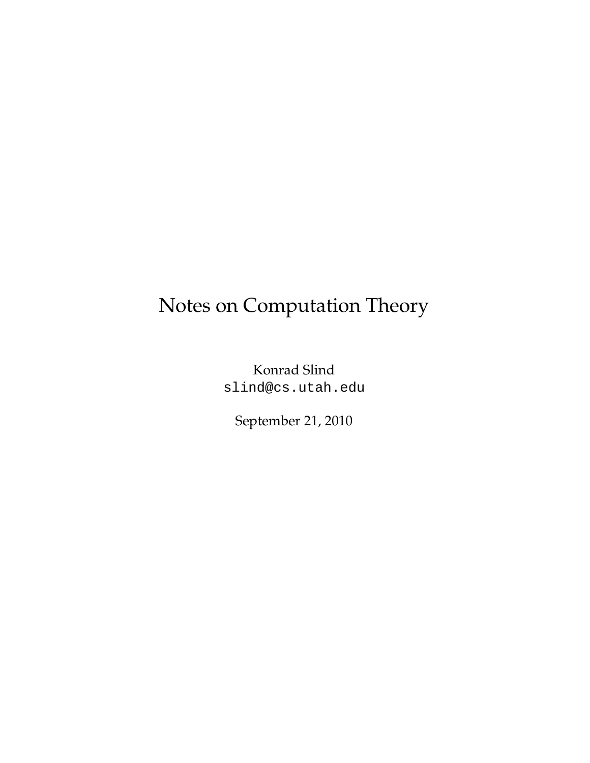# Notes on Computation Theory

Konrad Slind
slind@cs.utah.edu

September 21, 2010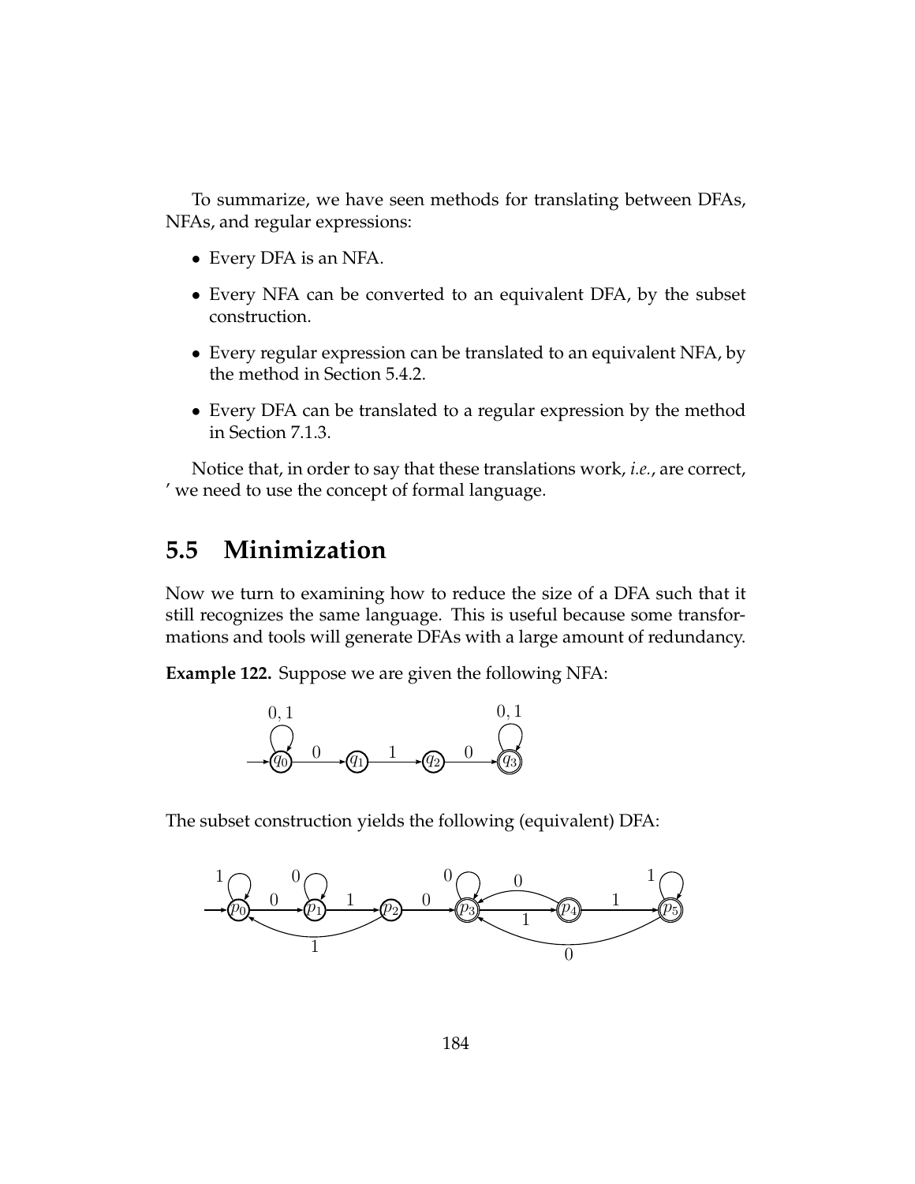To summarize, we have seen methods for translating between DFAs, NFAs, and regular expressions:

- Every DFA is an NFA.
- Every NFA can be converted to an equivalent DFA, by the subset construction.
- Every regular expression can be translated to an equivalent NFA, by the method in Section 5.4.2.
- Every DFA can be translated to a regular expression by the method in Section 7.1.3.

Notice that, in order to say that these translations work, *i.e.*, are correct, ' we need to use the concept of formal language.

## 5.5 Minimization

Now we turn to examining how to reduce the size of a DFA such that it still recognizes the same language. This is useful because some transformations and tools will generate DFAs with a large amount of redundancy.

**Example 122.** Suppose we are given the following NFA:

The subset construction yields the following (equivalent) DFA: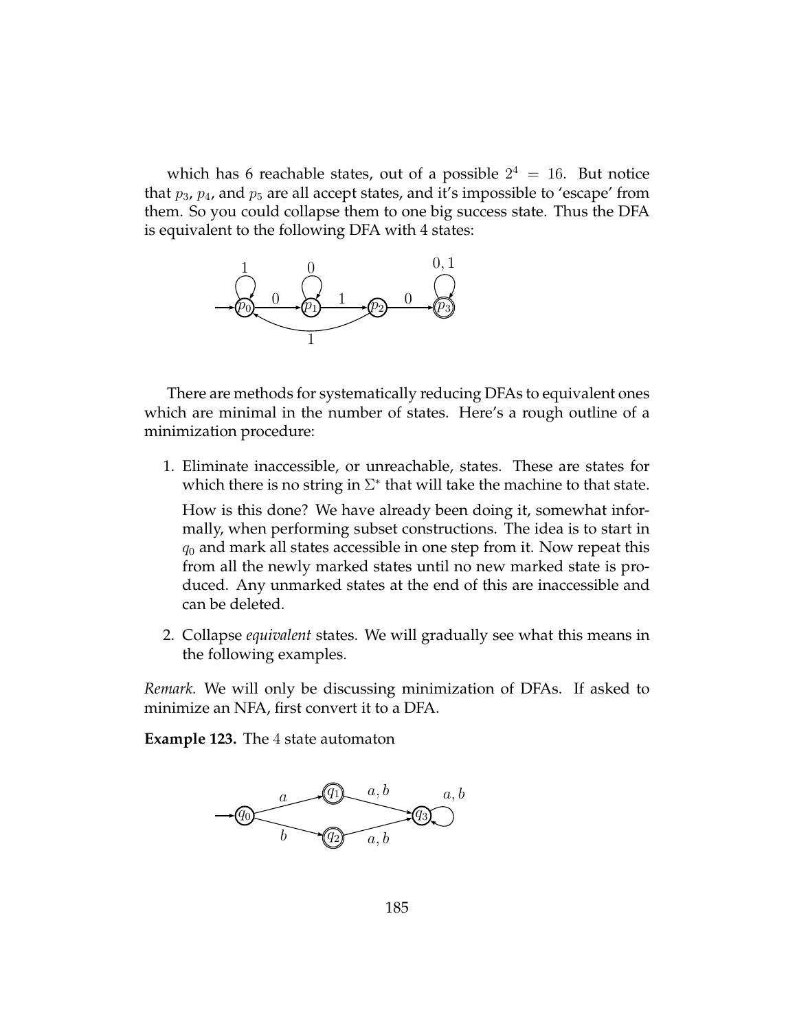which has 6 reachable states, out of a possible $2^4 = 16$. But notice that $p_3$, $p_4$, and $p_5$ are all accept states, and it's impossible to 'escape' from them. So you could collapse them to one big success state. Thus the DFA is equivalent to the following DFA with 4 states:

There are methods for systematically reducing DFAs to equivalent ones which are minimal in the number of states. Here's a rough outline of a minimization procedure:

1. Eliminate inaccessible, or unreachable, states. These are states for which there is no string in $\Sigma^*$ that will take the machine to that state.

   How is this done? We have already been doing it, somewhat informally, when performing subset constructions. The idea is to start in $q_0$ and mark all states accessible in one step from it. Now repeat this from all the newly marked states until no new marked state is produced. Any unmarked states at the end of this are inaccessible and can be deleted.

2. Collapse *equivalent* states. We will gradually see what this means in the following examples.

*Remark.* We will only be discussing minimization of DFAs. If asked to minimize an NFA, first convert it to a DFA.

**Example 123.** The 4 state automaton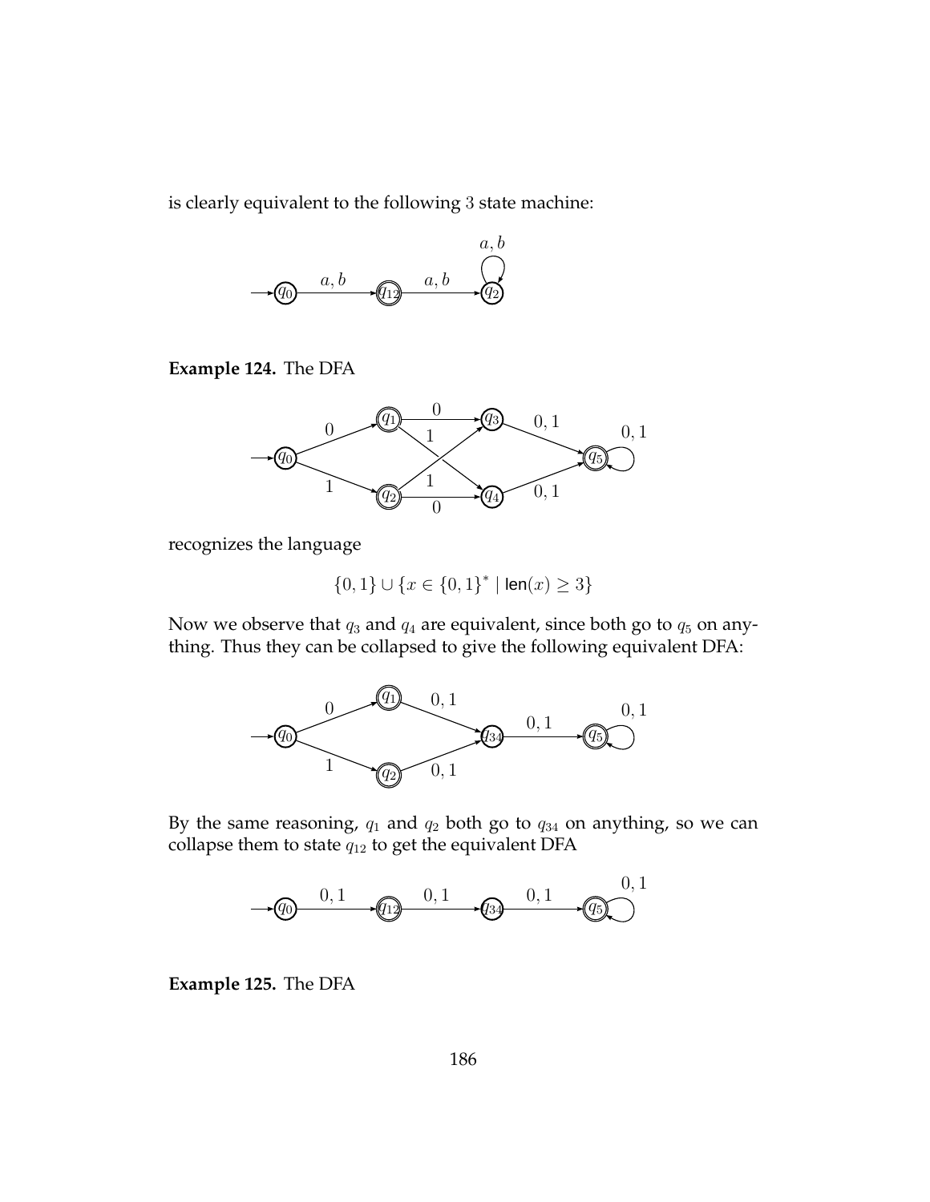is clearly equivalent to the following 3 state machine:

**Example 124.** The DFA

recognizes the language

$$\{0,1\} \cup \{x \in \{0,1\}^* \mid \mathsf{len}(x) \geq 3\}$$

Now we observe that $q_3$ and $q_4$ are equivalent, since both go to $q_5$ on anything. Thus they can be collapsed to give the following equivalent DFA:

By the same reasoning, $q_1$ and $q_2$ both go to $q_{34}$ on anything, so we can collapse them to state $q_{12}$ to get the equivalent DFA

**Example 125.** The DFA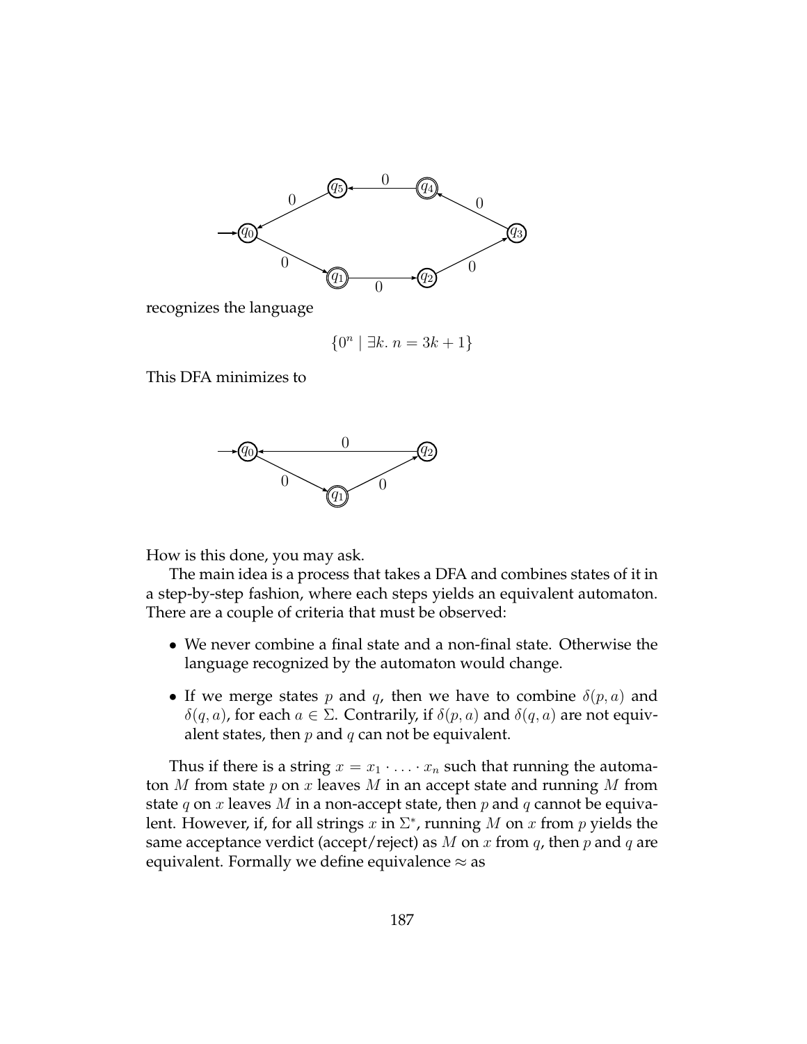recognizes the language

$$\{0^n \mid \exists k.\ n = 3k+1\}$$

This DFA minimizes to

How is this done, you may ask.

The main idea is a process that takes a DFA and combines states of it in a step-by-step fashion, where each steps yields an equivalent automaton. There are a couple of criteria that must be observed:

- We never combine a final state and a non-final state. Otherwise the language recognized by the automaton would change.
- If we merge states $p$ and $q$, then we have to combine $\delta(p, a)$ and $\delta(q, a)$, for each $a \in \Sigma$. Contrarily, if $\delta(p, a)$ and $\delta(q, a)$ are not equivalent states, then $p$ and $q$ can not be equivalent.

Thus if there is a string $x = x_1 \cdot \ldots \cdot x_n$ such that running the automaton $M$ from state $p$ on $x$ leaves $M$ in an accept state and running $M$ from state $q$ on $x$ leaves $M$ in a non-accept state, then $p$ and $q$ cannot be equivalent. However, if, for all strings $x$ in $\Sigma^*$, running $M$ on $x$ from $p$ yields the same acceptance verdict (accept/reject) as $M$ on $x$ from $q$, then $p$ and $q$ are equivalent. Formally we define equivalence $\approx$ as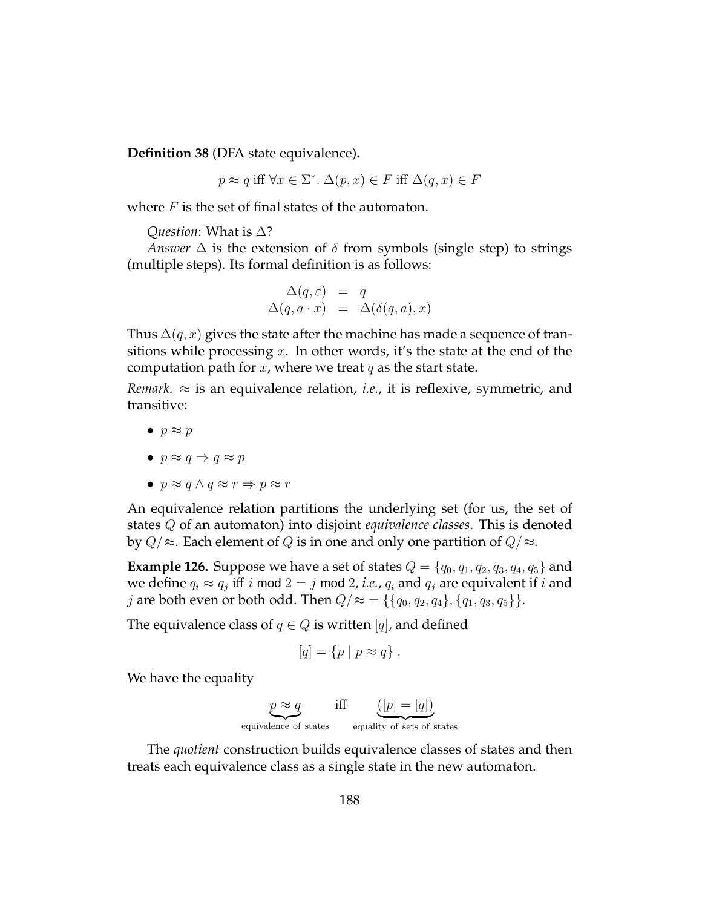**Definition 38** (DFA state equivalence)**.**

$$p \approx q \text{ iff } \forall x \in \Sigma^*.\ \Delta(p, x) \in F \text{ iff } \Delta(q, x) \in F$$

where $F$ is the set of final states of the automaton.

*Question*: What is $\Delta$?

*Answer* $\Delta$ is the extension of $\delta$ from symbols (single step) to strings (multiple steps). Its formal definition is as follows:

$$\begin{array}{rcl} \Delta(q, \varepsilon) & = & q \\ \Delta(q, a \cdot x) & = & \Delta(\delta(q, a), x) \end{array}$$

Thus $\Delta(q, x)$ gives the state after the machine has made a sequence of transitions while processing $x$. In other words, it's the state at the end of the computation path for $x$, where we treat $q$ as the start state.

*Remark.* $\approx$ is an equivalence relation, *i.e.*, it is reflexive, symmetric, and transitive:

- $p \approx p$
- $p \approx q \Rightarrow q \approx p$
- $p \approx q \wedge q \approx r \Rightarrow p \approx r$

An equivalence relation partitions the underlying set (for us, the set of states $Q$ of an automaton) into disjoint *equivalence classes*. This is denoted by $Q/\approx$. Each element of $Q$ is in one and only one partition of $Q/\approx$.

**Example 126.** Suppose we have a set of states $Q = \{q_0, q_1, q_2, q_3, q_4, q_5\}$ and we define $q_i \approx q_j$ iff $i \bmod 2 = j \bmod 2$, *i.e.*, $q_i$ and $q_j$ are equivalent if $i$ and $j$ are both even or both odd. Then $Q/\approx = \{\{q_0, q_2, q_4\}, \{q_1, q_3, q_5\}\}$.

The equivalence class of $q \in Q$ is written $[q]$, and defined

$$[q] = \{p \mid p \approx q\}\ .$$

We have the equality

$$\underbrace{p \approx q}_{\text{equivalence of states}} \quad \text{iff} \quad \underbrace{([p] = [q])}_{\text{equality of sets of states}}$$

The *quotient* construction builds equivalence classes of states and then treats each equivalence class as a single state in the new automaton.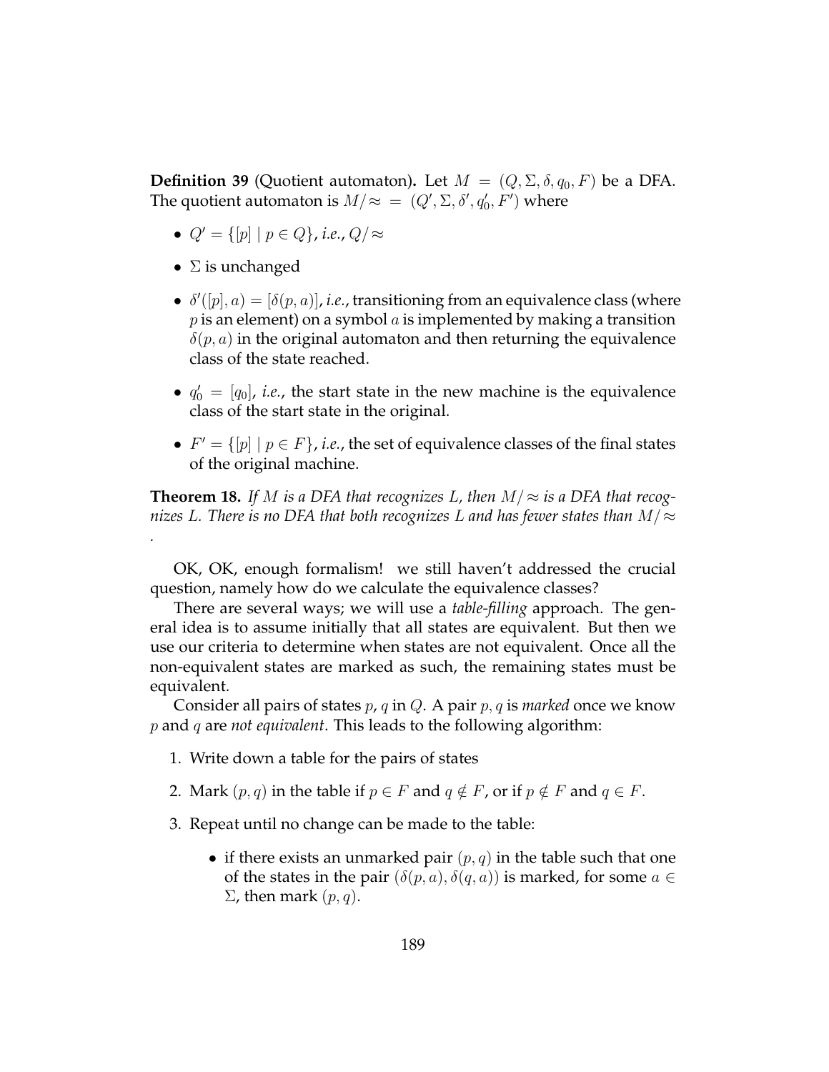**Definition 39** (Quotient automaton)**.** Let $M = (Q, \Sigma, \delta, q_0, F)$ be a DFA. The quotient automaton is $M/\!\approx\; = (Q', \Sigma, \delta', q_0', F')$ where

- $Q' = \{[p] \mid p \in Q\}$, *i.e.*, $Q/\!\approx$
- $\Sigma$ is unchanged
- $\delta'([p], a) = [\delta(p, a)]$, *i.e.*, transitioning from an equivalence class (where $p$ is an element) on a symbol $a$ is implemented by making a transition $\delta(p, a)$ in the original automaton and then returning the equivalence class of the state reached.
- $q_0' = [q_0]$, *i.e.*, the start state in the new machine is the equivalence class of the start state in the original.
- $F' = \{[p] \mid p \in F\}$, *i.e.*, the set of equivalence classes of the final states of the original machine.

**Theorem 18.** *If $M$ is a DFA that recognizes $L$, then $M/\!\approx$ is a DFA that recognizes $L$. There is no DFA that both recognizes $L$ and has fewer states than $M/\!\approx$ .*

OK, OK, enough formalism! we still haven't addressed the crucial question, namely how do we calculate the equivalence classes?

There are several ways; we will use a *table-filling* approach. The general idea is to assume initially that all states are equivalent. But then we use our criteria to determine when states are not equivalent. Once all the non-equivalent states are marked as such, the remaining states must be equivalent.

Consider all pairs of states $p, q$ in $Q$. A pair $p, q$ is *marked* once we know $p$ and $q$ are *not equivalent*. This leads to the following algorithm:

1. Write down a table for the pairs of states
2. Mark $(p, q)$ in the table if $p \in F$ and $q \notin F$, or if $p \notin F$ and $q \in F$.
3. Repeat until no change can be made to the table:
   - if there exists an unmarked pair $(p, q)$ in the table such that one of the states in the pair $(\delta(p, a), \delta(q, a))$ is marked, for some $a \in \Sigma$, then mark $(p, q)$.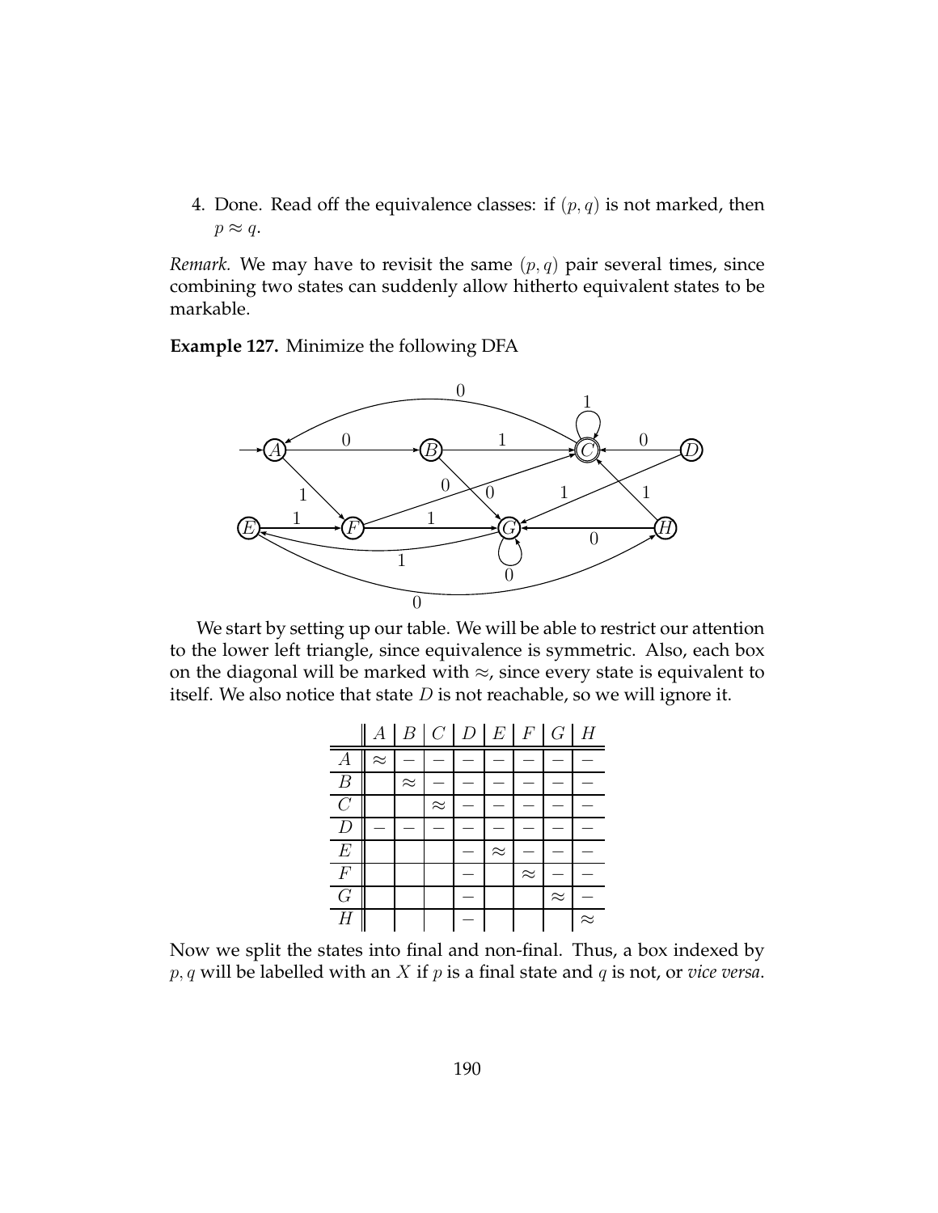4. Done. Read off the equivalence classes: if $(p, q)$ is not marked, then $p \approx q$.

*Remark.* We may have to revisit the same $(p, q)$ pair several times, since combining two states can suddenly allow hitherto equivalent states to be markable.

**Example 127.** Minimize the following DFA

We start by setting up our table. We will be able to restrict our attention to the lower left triangle, since equivalence is symmetric. Also, each box on the diagonal will be marked with $\approx$, since every state is equivalent to itself. We also notice that state $D$ is not reachable, so we will ignore it.

| | $A$ | $B$ | $C$ | $D$ | $E$ | $F$ | $G$ | $H$ |
|---|---|---|---|---|---|---|---|---|
| $A$ | $\approx$ | $-$ | $-$ | $-$ | $-$ | $-$ | $-$ | $-$ |
| $B$ | | $\approx$ | $-$ | $-$ | $-$ | $-$ | $-$ | $-$ |
| $C$ | | | $\approx$ | $-$ | $-$ | $-$ | $-$ | $-$ |
| $D$ | $-$ | $-$ | $-$ | $-$ | $-$ | $-$ | $-$ | $-$ |
| $E$ | | | | $-$ | $\approx$ | $-$ | $-$ | $-$ |
| $F$ | | | | $-$ | | $\approx$ | $-$ | $-$ |
| $G$ | | | | $-$ | | | $\approx$ | $-$ |
| $H$ | | | | $-$ | | | | $\approx$ |

Now we split the states into final and non-final. Thus, a box indexed by $p, q$ will be labelled with an $X$ if $p$ is a final state and $q$ is not, or *vice versa*.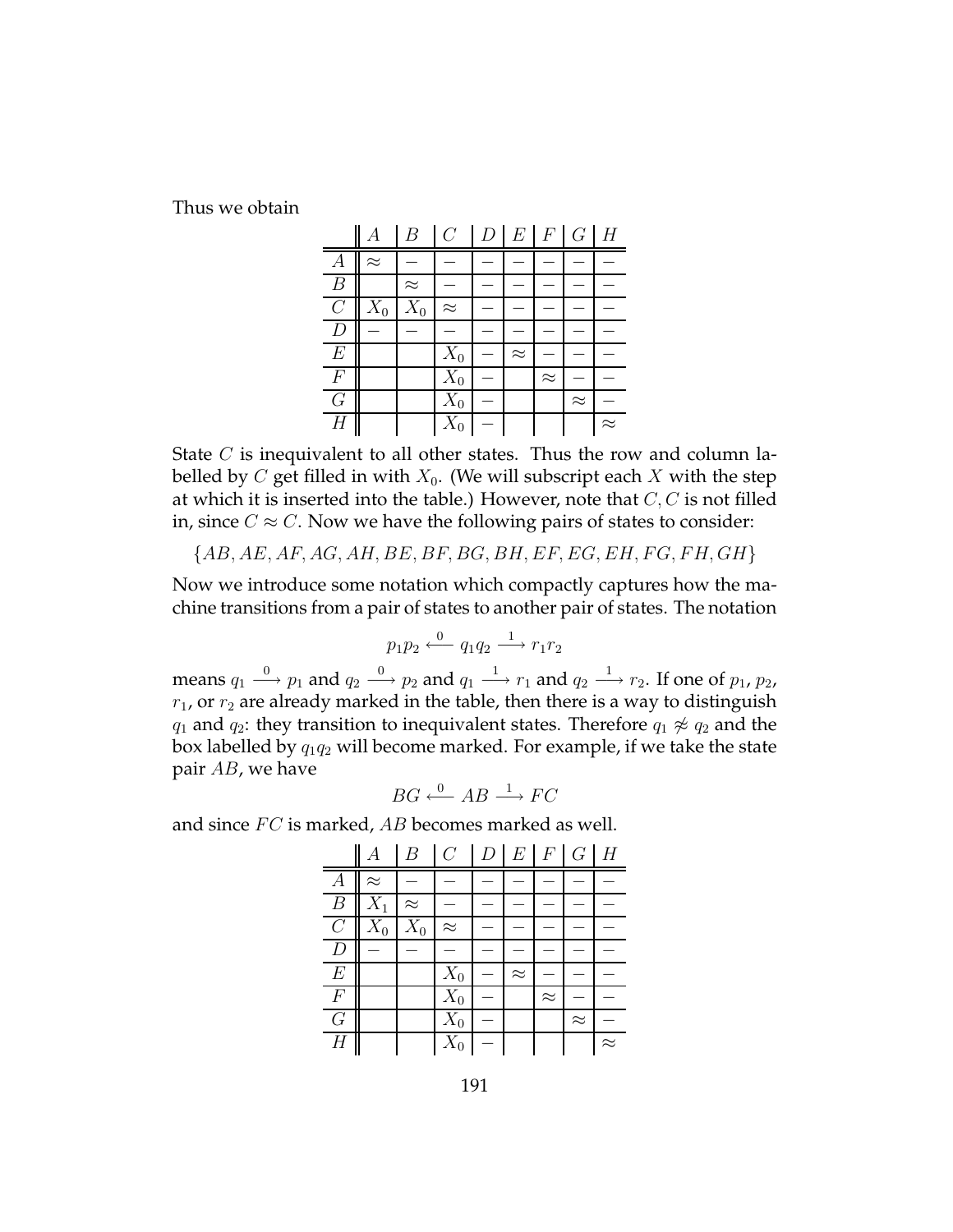Thus we obtain

| | $A$ | $B$ | $C$ | $D$ | $E$ | $F$ | $G$ | $H$ |
|---|---|---|---|---|---|---|---|---|
| $A$ | $\approx$ | $-$ | $-$ | $-$ | $-$ | $-$ | $-$ | $-$ |
| $B$ | | $\approx$ | $-$ | $-$ | $-$ | $-$ | $-$ | $-$ |
| $C$ | $X_0$ | $X_0$ | $\approx$ | $-$ | $-$ | $-$ | $-$ | $-$ |
| $D$ | $-$ | $-$ | $-$ | $-$ | $-$ | $-$ | $-$ | $-$ |
| $E$ | | | $X_0$ | $-$ | $\approx$ | $-$ | $-$ | $-$ |
| $F$ | | | $X_0$ | $-$ | | $\approx$ | $-$ | $-$ |
| $G$ | | | $X_0$ | $-$ | | | $\approx$ | $-$ |
| $H$ | | | $X_0$ | $-$ | | | | $\approx$ |

State $C$ is inequivalent to all other states. Thus the row and column labelled by $C$ get filled in with $X_0$. (We will subscript each $X$ with the step at which it is inserted into the table.) However, note that $C, C$ is not filled in, since $C \approx C$. Now we have the following pairs of states to consider:

$$\{AB, AE, AF, AG, AH, BE, BF, BG, BH, EF, EG, EH, FG, FH, GH\}$$

Now we introduce some notation which compactly captures how the machine transitions from a pair of states to another pair of states. The notation

$$p_1 p_2 \xleftarrow{0} q_1 q_2 \xrightarrow{1} r_1 r_2$$

means $q_1 \xrightarrow{0} p_1$ and $q_2 \xrightarrow{0} p_2$ and $q_1 \xrightarrow{1} r_1$ and $q_2 \xrightarrow{1} r_2$. If one of $p_1$, $p_2$, $r_1$, or $r_2$ are already marked in the table, then there is a way to distinguish $q_1$ and $q_2$: they transition to inequivalent states. Therefore $q_1 \not\approx q_2$ and the box labelled by $q_1 q_2$ will become marked. For example, if we take the state pair $AB$, we have

$$BG \xleftarrow{0} AB \xrightarrow{1} FC$$

and since $FC$ is marked, $AB$ becomes marked as well.

| | $A$ | $B$ | $C$ | $D$ | $E$ | $F$ | $G$ | $H$ |
|---|---|---|---|---|---|---|---|---|
| $A$ | $\approx$ | $-$ | $-$ | $-$ | $-$ | $-$ | $-$ | $-$ |
| $B$ | $X_1$ | $\approx$ | $-$ | $-$ | $-$ | $-$ | $-$ | $-$ |
| $C$ | $X_0$ | $X_0$ | $\approx$ | $-$ | $-$ | $-$ | $-$ | $-$ |
| $D$ | $-$ | $-$ | $-$ | $-$ | $-$ | $-$ | $-$ | $-$ |
| $E$ | | | $X_0$ | $-$ | $\approx$ | $-$ | $-$ | $-$ |
| $F$ | | | $X_0$ | $-$ | | $\approx$ | $-$ | $-$ |
| $G$ | | | $X_0$ | $-$ | | | $\approx$ | $-$ |
| $H$ | | | $X_0$ | $-$ | | | | $\approx$ |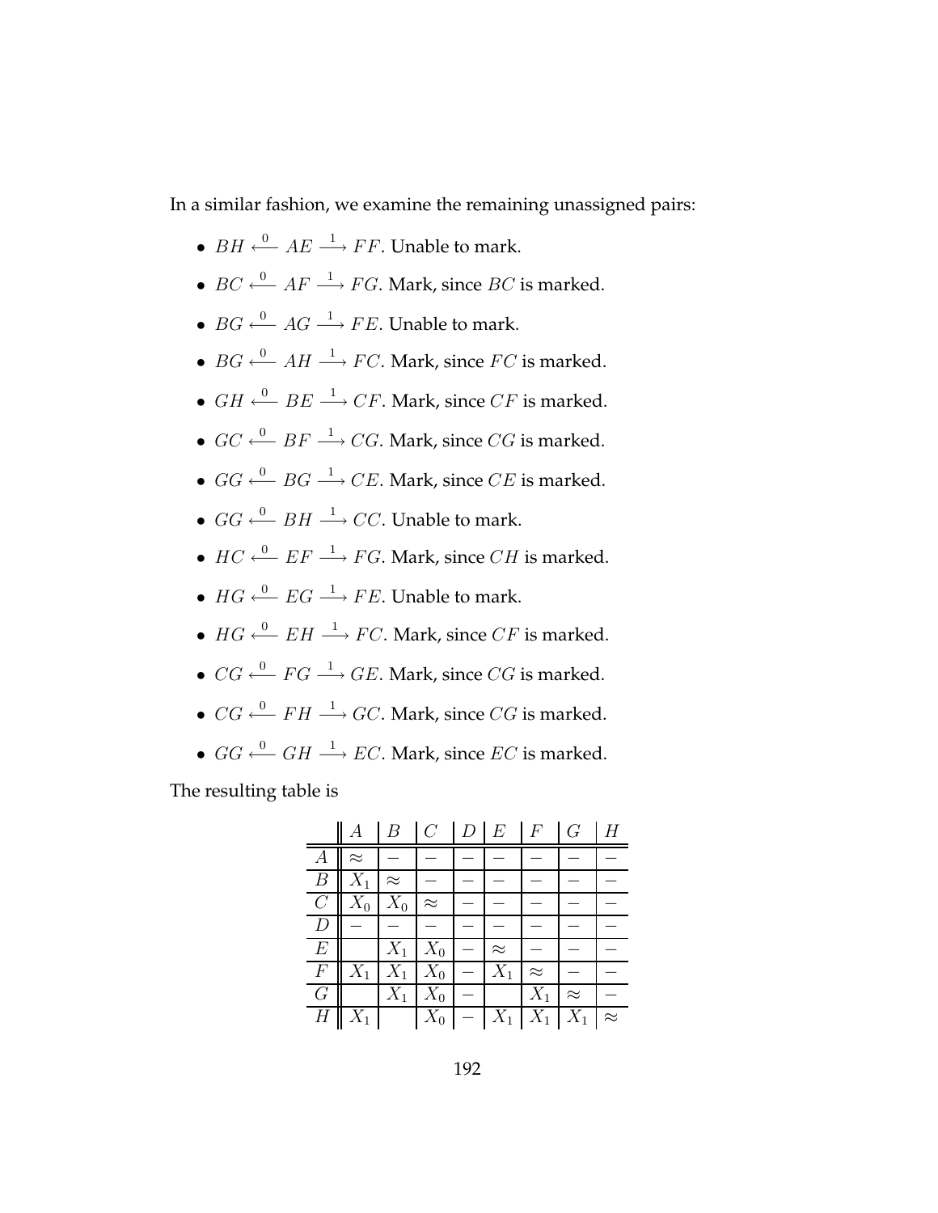In a similar fashion, we examine the remaining unassigned pairs:

- $BH \xleftarrow{0} AE \xrightarrow{1} FF$. Unable to mark.
- $BC \xleftarrow{0} AF \xrightarrow{1} FG$. Mark, since $BC$ is marked.
- $BG \xleftarrow{0} AG \xrightarrow{1} FE$. Unable to mark.
- $BG \xleftarrow{0} AH \xrightarrow{1} FC$. Mark, since $FC$ is marked.
- $GH \xleftarrow{0} BE \xrightarrow{1} CF$. Mark, since $CF$ is marked.
- $GC \xleftarrow{0} BF \xrightarrow{1} CG$. Mark, since $CG$ is marked.
- $GG \xleftarrow{0} BG \xrightarrow{1} CE$. Mark, since $CE$ is marked.
- $GG \xleftarrow{0} BH \xrightarrow{1} CC$. Unable to mark.
- $HC \xleftarrow{0} EF \xrightarrow{1} FG$. Mark, since $CH$ is marked.
- $HG \xleftarrow{0} EG \xrightarrow{1} FE$. Unable to mark.
- $HG \xleftarrow{0} EH \xrightarrow{1} FC$. Mark, since $CF$ is marked.
- $CG \xleftarrow{0} FG \xrightarrow{1} GE$. Mark, since $CG$ is marked.
- $CG \xleftarrow{0} FH \xrightarrow{1} GC$. Mark, since $CG$ is marked.
- $GG \xleftarrow{0} GH \xrightarrow{1} EC$. Mark, since $EC$ is marked.

The resulting table is

| | $A$ | $B$ | $C$ | $D$ | $E$ | $F$ | $G$ | $H$ |
|---|---|---|---|---|---|---|---|---|
| $A$ | $\approx$ | $-$ | $-$ | $-$ | $-$ | $-$ | $-$ | $-$ |
| $B$ | $X_1$ | $\approx$ | $-$ | $-$ | $-$ | $-$ | $-$ | $-$ |
| $C$ | $X_0$ | $X_0$ | $\approx$ | $-$ | $-$ | $-$ | $-$ | $-$ |
| $D$ | $-$ | $-$ | $-$ | $-$ | $-$ | $-$ | $-$ | $-$ |
| $E$ | | $X_1$ | $X_0$ | $-$ | $\approx$ | $-$ | $-$ | $-$ |
| $F$ | $X_1$ | $X_1$ | $X_0$ | $-$ | $X_1$ | $\approx$ | $-$ | $-$ |
| $G$ | | $X_1$ | $X_0$ | $-$ | | $X_1$ | $\approx$ | $-$ |
| $H$ | $X_1$ | | $X_0$ | $-$ | $X_1$ | $X_1$ | $X_1$ | $\approx$ |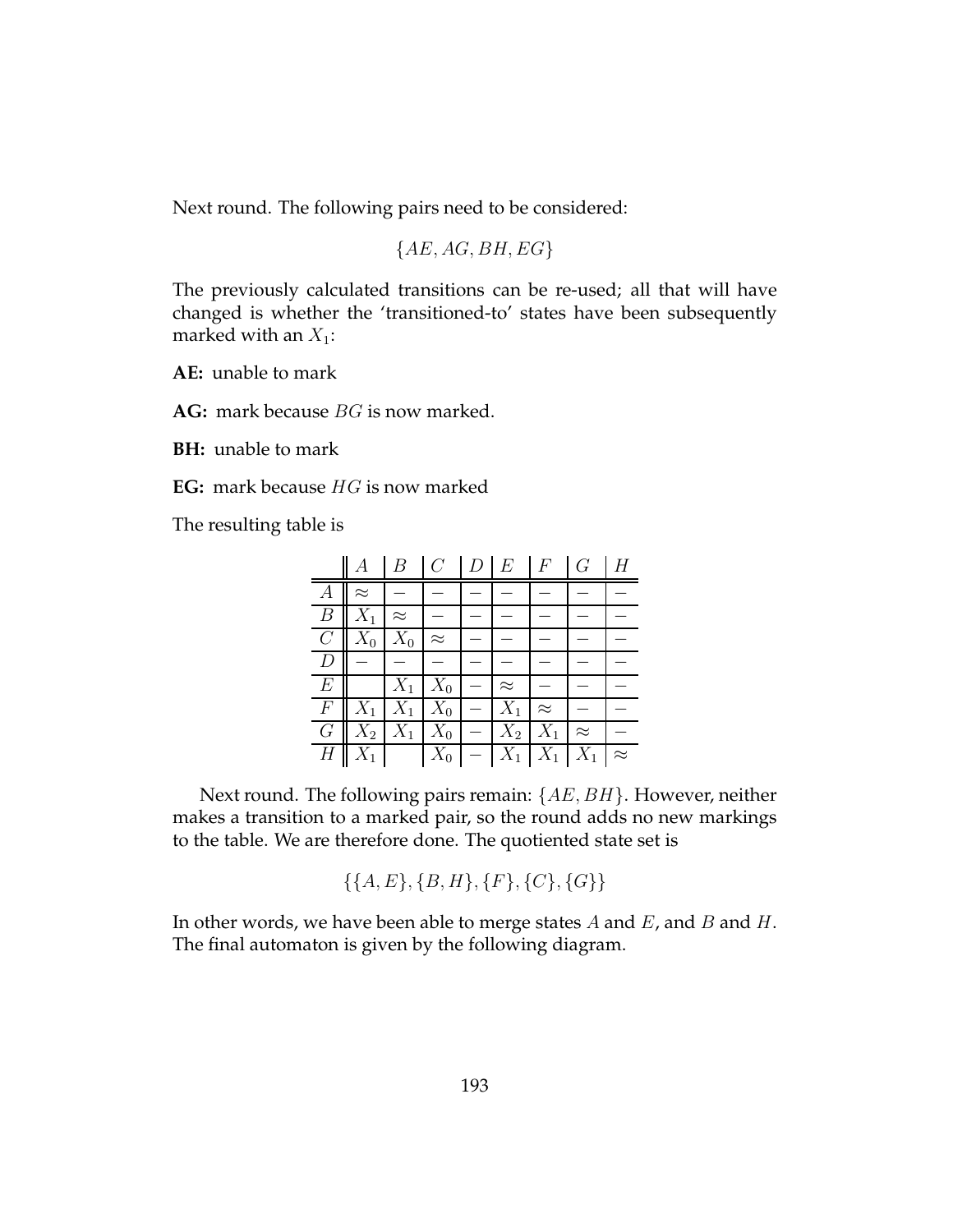Next round. The following pairs need to be considered:

$$\{AE, AG, BH, EG\}$$

The previously calculated transitions can be re-used; all that will have changed is whether the 'transitioned-to' states have been subsequently marked with an $X_1$:

**AE:** unable to mark

**AG:** mark because $BG$ is now marked.

**BH:** unable to mark

**EG:** mark because $HG$ is now marked

The resulting table is

| | $A$ | $B$ | $C$ | $D$ | $E$ | $F$ | $G$ | $H$ |
|---|---|---|---|---|---|---|---|---|
| $A$ | $\approx$ | $-$ | $-$ | $-$ | $-$ | $-$ | $-$ | $-$ |
| $B$ | $X_1$ | $\approx$ | $-$ | $-$ | $-$ | $-$ | $-$ | $-$ |
| $C$ | $X_0$ | $X_0$ | $\approx$ | $-$ | $-$ | $-$ | $-$ | $-$ |
| $D$ | $-$ | $-$ | $-$ | $-$ | $-$ | $-$ | $-$ | $-$ |
| $E$ | | $X_1$ | $X_0$ | $-$ | $\approx$ | $-$ | $-$ | $-$ |
| $F$ | $X_1$ | $X_1$ | $X_0$ | $-$ | $X_1$ | $\approx$ | $-$ | $-$ |
| $G$ | $X_2$ | $X_1$ | $X_0$ | $-$ | $X_2$ | $X_1$ | $\approx$ | $-$ |
| $H$ | $X_1$ | | $X_0$ | $-$ | $X_1$ | $X_1$ | $X_1$ | $\approx$ |

Next round. The following pairs remain: $\{AE, BH\}$. However, neither makes a transition to a marked pair, so the round adds no new markings to the table. We are therefore done. The quotiented state set is

$$\{\{A, E\}, \{B, H\}, \{F\}, \{C\}, \{G\}\}$$

In other words, we have been able to merge states $A$ and $E$, and $B$ and $H$. The final automaton is given by the following diagram.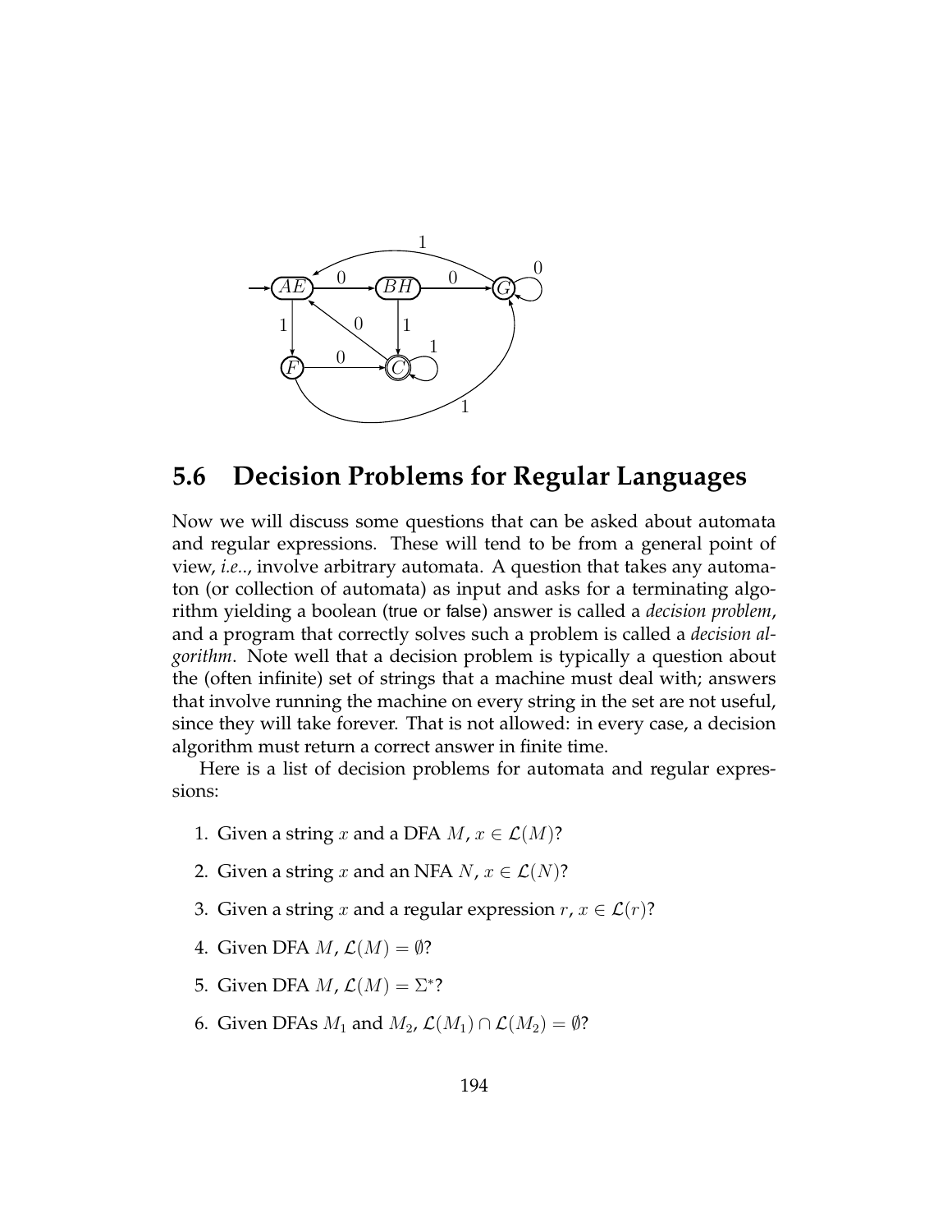1

0

0

0

AE

BH

G

1

0

1

1

F

0

C

1

## 5.6 Decision Problems for Regular Languages

Now we will discuss some questions that can be asked about automata and regular expressions. These will tend to be from a general point of view, *i.e.*., involve arbitrary automata. A question that takes any automaton (or collection of automata) as input and asks for a terminating algorithm yielding a boolean (true or false) answer is called a *decision problem*, and a program that correctly solves such a problem is called a *decision algorithm*. Note well that a decision problem is typically a question about the (often infinite) set of strings that a machine must deal with; answers that involve running the machine on every string in the set are not useful, since they will take forever. That is not allowed: in every case, a decision algorithm must return a correct answer in finite time.

Here is a list of decision problems for automata and regular expressions:

1. Given a string $x$ and a DFA $M$, $x \in \mathcal{L}(M)$?
2. Given a string $x$ and an NFA $N$, $x \in \mathcal{L}(N)$?
3. Given a string $x$ and a regular expression $r$, $x \in \mathcal{L}(r)$?
4. Given DFA $M$, $\mathcal{L}(M) = \emptyset$?
5. Given DFA $M$, $\mathcal{L}(M) = \Sigma^*$?
6. Given DFAs $M_1$ and $M_2$, $\mathcal{L}(M_1) \cap \mathcal{L}(M_2) = \emptyset$?